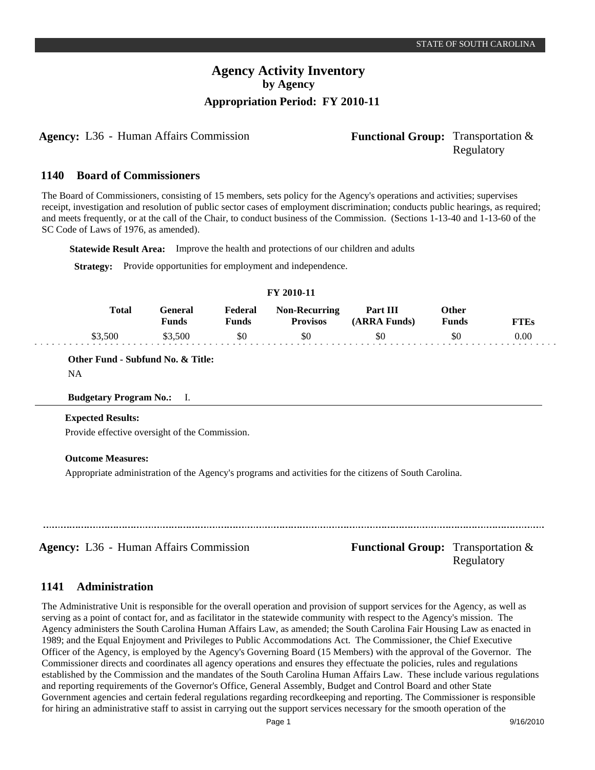# Agency Activity Inventory
## by Agency
### Appropriation Period: FY 2010-11

**Agency:** L36 - Human Affairs Commission **Functional Group:** Transportation & Regulatory

## 1140 Board of Commissioners

The Board of Commissioners, consisting of 15 members, sets policy for the Agency's operations and activities; supervises receipt, investigation and resolution of public sector cases of employment discrimination; conducts public hearings, as required; and meets frequently, or at the call of the Chair, to conduct business of the Commission. (Sections 1-13-40 and 1-13-60 of the SC Code of Laws of 1976, as amended).

**Statewide Result Area:** Improve the health and protections of our children and adults

**Strategy:** Provide opportunities for employment and independence.

**FY 2010-11**

| Total | General Funds | Federal Funds | Non-Recurring Provisos | Part III (ARRA Funds) | Other Funds | FTEs |
|---|---|---|---|---|---|---|
| $3,500 | $3,500 | $0 | $0 | $0 | $0 | 0.00 |

**Other Fund - Subfund No. & Title:**
NA

**Budgetary Program No.:** I.

**Expected Results:**
Provide effective oversight of the Commission.

**Outcome Measures:**
Appropriate administration of the Agency's programs and activities for the citizens of South Carolina.

---

**Agency:** L36 - Human Affairs Commission **Functional Group:** Transportation & Regulatory

## 1141 Administration

The Administrative Unit is responsible for the overall operation and provision of support services for the Agency, as well as serving as a point of contact for, and as facilitator in the statewide community with respect to the Agency's mission. The Agency administers the South Carolina Human Affairs Law, as amended; the South Carolina Fair Housing Law as enacted in 1989; and the Equal Enjoyment and Privileges to Public Accommodations Act. The Commissioner, the Chief Executive Officer of the Agency, is employed by the Agency's Governing Board (15 Members) with the approval of the Governor. The Commissioner directs and coordinates all agency operations and ensures they effectuate the policies, rules and regulations established by the Commission and the mandates of the South Carolina Human Affairs Law. These include various regulations and reporting requirements of the Governor's Office, General Assembly, Budget and Control Board and other State Government agencies and certain federal regulations regarding recordkeeping and reporting. The Commissioner is responsible for hiring an administrative staff to assist in carrying out the support services necessary for the smooth operation of the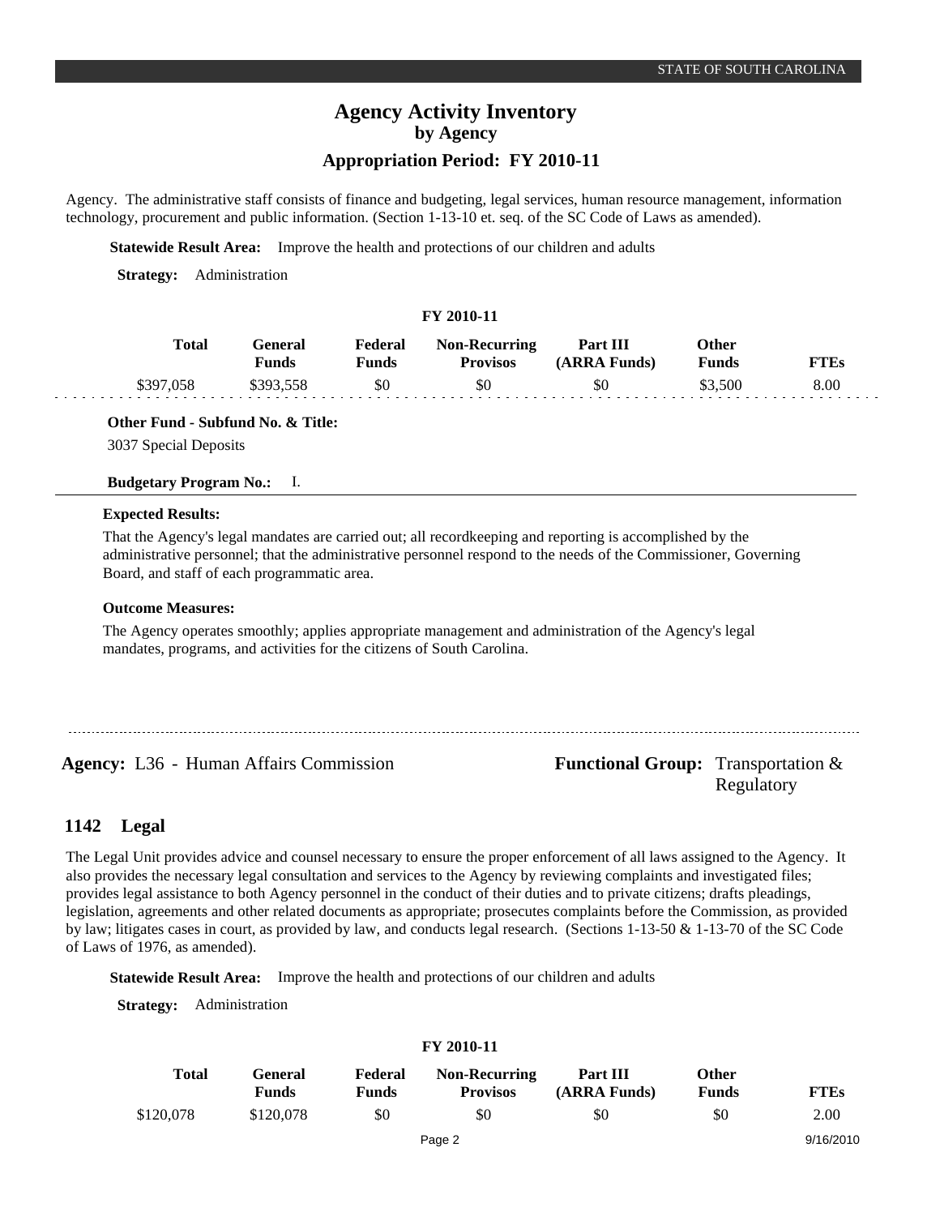Agency. The administrative staff consists of finance and budgeting, legal services, human resource management, information technology, procurement and public information. (Section 1-13-10 et. seq. of the SC Code of Laws as amended).

**Statewide Result Area:** Improve the health and protections of our children and adults

**Strategy:** Administration

**FY 2010-11**

| Total | General Funds | Federal Funds | Non-Recurring Provisos | Part III (ARRA Funds) | Other Funds | FTEs |
|---|---|---|---|---|---|---|
| $397,058 | $393,558 | $0 | $0 | $0 | $3,500 | 8.00 |

**Other Fund - Subfund No. & Title:**

3037 Special Deposits

**Budgetary Program No.:** I.

**Expected Results:**

That the Agency's legal mandates are carried out; all recordkeeping and reporting is accomplished by the administrative personnel; that the administrative personnel respond to the needs of the Commissioner, Governing Board, and staff of each programmatic area.

**Outcome Measures:**

The Agency operates smoothly; applies appropriate management and administration of the Agency's legal mandates, programs, and activities for the citizens of South Carolina.

---

**Agency:** L36 - Human Affairs Commission

**Functional Group:** Transportation & Regulatory

## 1142 Legal

The Legal Unit provides advice and counsel necessary to ensure the proper enforcement of all laws assigned to the Agency. It also provides the necessary legal consultation and services to the Agency by reviewing complaints and investigated files; provides legal assistance to both Agency personnel in the conduct of their duties and to private citizens; drafts pleadings, legislation, agreements and other related documents as appropriate; prosecutes complaints before the Commission, as provided by law; litigates cases in court, as provided by law, and conducts legal research. (Sections 1-13-50 & 1-13-70 of the SC Code of Laws of 1976, as amended).

**Statewide Result Area:** Improve the health and protections of our children and adults

**Strategy:** Administration

**FY 2010-11**

| Total | General Funds | Federal Funds | Non-Recurring Provisos | Part III (ARRA Funds) | Other Funds | FTEs |
|---|---|---|---|---|---|---|
| $120,078 | $120,078 | $0 | $0 | $0 | $0 | 2.00 |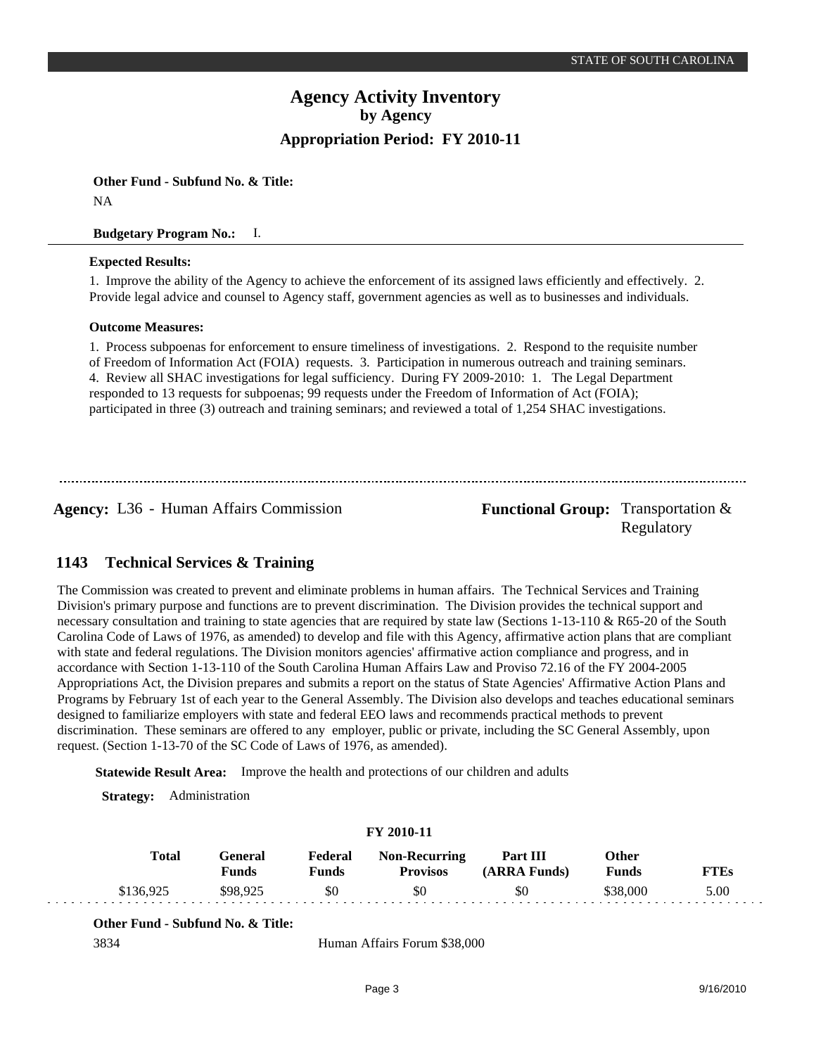# Agency Activity Inventory
## by Agency
### Appropriation Period: FY 2010-11

**Other Fund - Subfund No. & Title:**

NA

**Budgetary Program No.:** I.

**Expected Results:**

1. Improve the ability of the Agency to achieve the enforcement of its assigned laws efficiently and effectively. 2. Provide legal advice and counsel to Agency staff, government agencies as well as to businesses and individuals.

**Outcome Measures:**

1. Process subpoenas for enforcement to ensure timeliness of investigations. 2. Respond to the requisite number of Freedom of Information Act (FOIA) requests. 3. Participation in numerous outreach and training seminars. 4. Review all SHAC investigations for legal sufficiency. During FY 2009-2010: 1. The Legal Department responded to 13 requests for subpoenas; 99 requests under the Freedom of Information of Act (FOIA); participated in three (3) outreach and training seminars; and reviewed a total of 1,254 SHAC investigations.

---

**Agency:** L36 - Human Affairs Commission

**Functional Group:** Transportation & Regulatory

## 1143 Technical Services & Training

The Commission was created to prevent and eliminate problems in human affairs. The Technical Services and Training Division's primary purpose and functions are to prevent discrimination. The Division provides the technical support and necessary consultation and training to state agencies that are required by state law (Sections 1-13-110 & R65-20 of the South Carolina Code of Laws of 1976, as amended) to develop and file with this Agency, affirmative action plans that are compliant with state and federal regulations. The Division monitors agencies' affirmative action compliance and progress, and in accordance with Section 1-13-110 of the South Carolina Human Affairs Law and Proviso 72.16 of the FY 2004-2005 Appropriations Act, the Division prepares and submits a report on the status of State Agencies' Affirmative Action Plans and Programs by February 1st of each year to the General Assembly. The Division also develops and teaches educational seminars designed to familiarize employers with state and federal EEO laws and recommends practical methods to prevent discrimination. These seminars are offered to any employer, public or private, including the SC General Assembly, upon request. (Section 1-13-70 of the SC Code of Laws of 1976, as amended).

**Statewide Result Area:** Improve the health and protections of our children and adults

**Strategy:** Administration

**FY 2010-11**

| Total | General Funds | Federal Funds | Non-Recurring Provisos | Part III (ARRA Funds) | Other Funds | FTEs |
|---|---|---|---|---|---|---|
| $136,925 | $98,925 | $0 | $0 | $0 | $38,000 | 5.00 |

**Other Fund - Subfund No. & Title:**

3834 Human Affairs Forum $38,000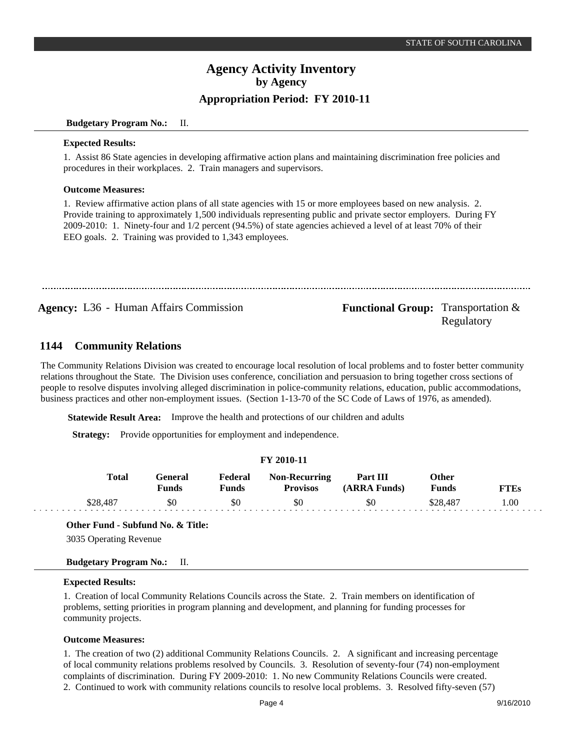**Budgetary Program No.:** II.

**Expected Results:**

1. Assist 86 State agencies in developing affirmative action plans and maintaining discrimination free policies and procedures in their workplaces. 2. Train managers and supervisors.

**Outcome Measures:**

1. Review affirmative action plans of all state agencies with 15 or more employees based on new analysis. 2. Provide training to approximately 1,500 individuals representing public and private sector employers. During FY 2009-2010: 1. Ninety-four and 1/2 percent (94.5%) of state agencies achieved a level of at least 70% of their EEO goals. 2. Training was provided to 1,343 employees.

---

**Agency:** L36 - Human Affairs Commission

**Functional Group:** Transportation & Regulatory

## 1144 Community Relations

The Community Relations Division was created to encourage local resolution of local problems and to foster better community relations throughout the State. The Division uses conference, conciliation and persuasion to bring together cross sections of people to resolve disputes involving alleged discrimination in police-community relations, education, public accommodations, business practices and other non-employment issues. (Section 1-13-70 of the SC Code of Laws of 1976, as amended).

**Statewide Result Area:** Improve the health and protections of our children and adults

**Strategy:** Provide opportunities for employment and independence.

**FY 2010-11**

| Total | General Funds | Federal Funds | Non-Recurring Provisos | Part III (ARRA Funds) | Other Funds | FTEs |
|---|---|---|---|---|---|---|
| $28,487 | $0 | $0 | $0 | $0 | $28,487 | 1.00 |

**Other Fund - Subfund No. & Title:**

3035 Operating Revenue

**Budgetary Program No.:** II.

**Expected Results:**

1. Creation of local Community Relations Councils across the State. 2. Train members on identification of problems, setting priorities in program planning and development, and planning for funding processes for community projects.

**Outcome Measures:**

1. The creation of two (2) additional Community Relations Councils. 2. A significant and increasing percentage of local community relations problems resolved by Councils. 3. Resolution of seventy-four (74) non-employment complaints of discrimination. During FY 2009-2010: 1. No new Community Relations Councils were created. 2. Continued to work with community relations councils to resolve local problems. 3. Resolved fifty-seven (57)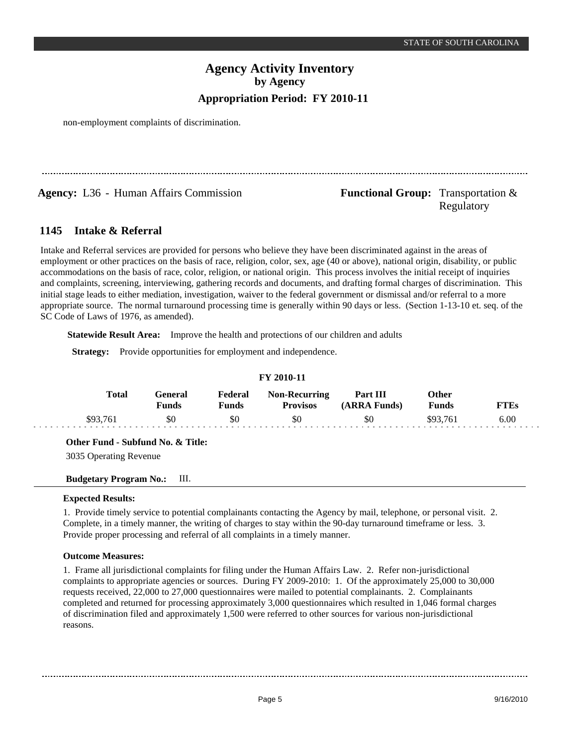non-employment complaints of discrimination.

**Agency:** L36 - Human Affairs Commission **Functional Group:** Transportation & Regulatory

## 1145 Intake & Referral

Intake and Referral services are provided for persons who believe they have been discriminated against in the areas of employment or other practices on the basis of race, religion, color, sex, age (40 or above), national origin, disability, or public accommodations on the basis of race, color, religion, or national origin. This process involves the initial receipt of inquiries and complaints, screening, interviewing, gathering records and documents, and drafting formal charges of discrimination. This initial stage leads to either mediation, investigation, waiver to the federal government or dismissal and/or referral to a more appropriate source. The normal turnaround processing time is generally within 90 days or less. (Section 1-13-10 et. seq. of the SC Code of Laws of 1976, as amended).

**Statewide Result Area:** Improve the health and protections of our children and adults

**Strategy:** Provide opportunities for employment and independence.

**FY 2010-11**

| Total | General Funds | Federal Funds | Non-Recurring Provisos | Part III (ARRA Funds) | Other Funds | FTEs |
|---|---|---|---|---|---|---|
| $93,761 | $0 | $0 | $0 | $0 | $93,761 | 6.00 |

**Other Fund - Subfund No. & Title:**

3035 Operating Revenue

**Budgetary Program No.:** III.

**Expected Results:**

1. Provide timely service to potential complainants contacting the Agency by mail, telephone, or personal visit. 2. Complete, in a timely manner, the writing of charges to stay within the 90-day turnaround timeframe or less. 3. Provide proper processing and referral of all complaints in a timely manner.

**Outcome Measures:**

1. Frame all jurisdictional complaints for filing under the Human Affairs Law. 2. Refer non-jurisdictional complaints to appropriate agencies or sources. During FY 2009-2010: 1. Of the approximately 25,000 to 30,000 requests received, 22,000 to 27,000 questionnaires were mailed to potential complainants. 2. Complainants completed and returned for processing approximately 3,000 questionnaires which resulted in 1,046 formal charges of discrimination filed and approximately 1,500 were referred to other sources for various non-jurisdictional reasons.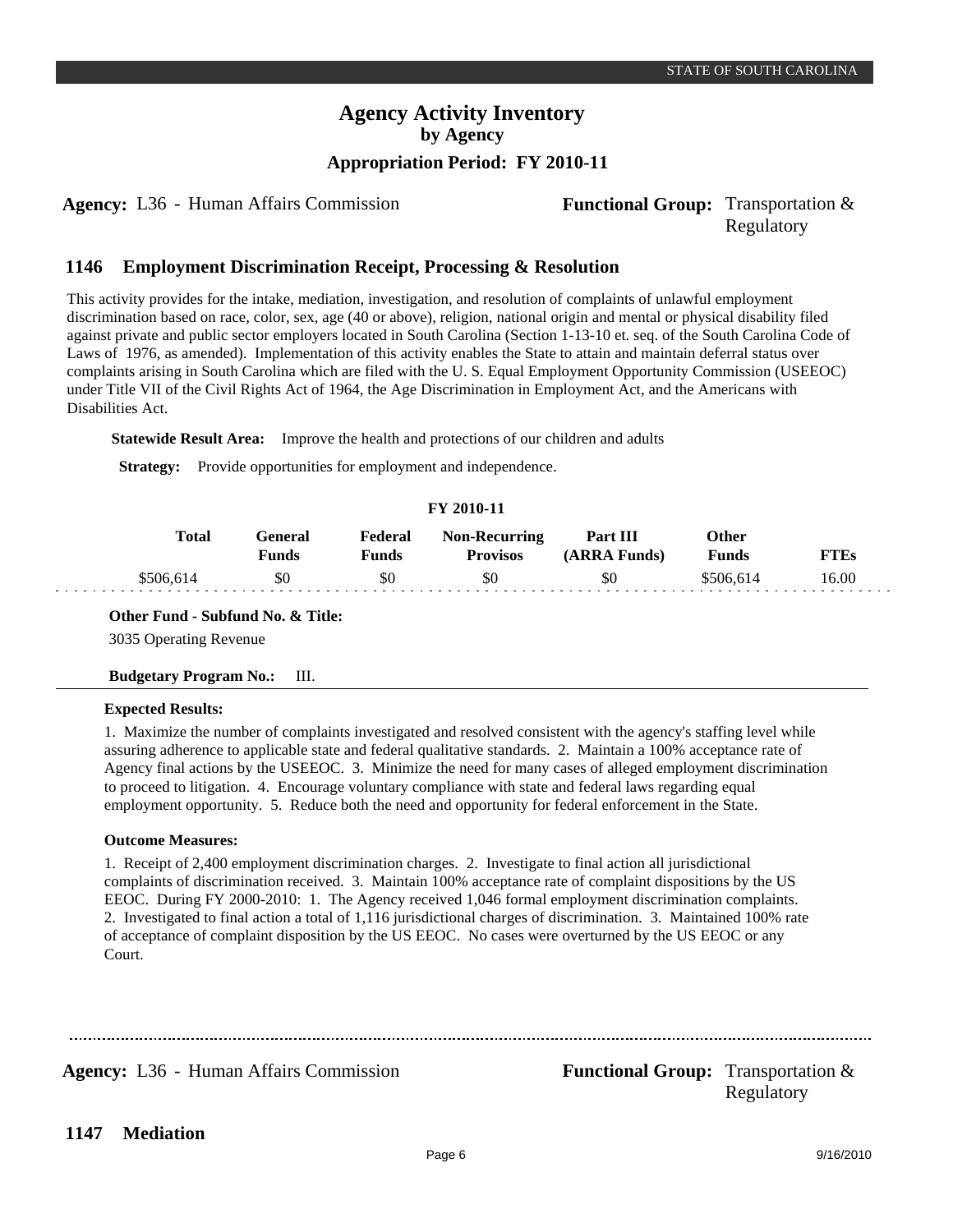**Agency:** L36 - Human Affairs Commission

**Functional Group:** Transportation & Regulatory

## 1146 Employment Discrimination Receipt, Processing & Resolution

This activity provides for the intake, mediation, investigation, and resolution of complaints of unlawful employment discrimination based on race, color, sex, age (40 or above), religion, national origin and mental or physical disability filed against private and public sector employers located in South Carolina (Section 1-13-10 et. seq. of the South Carolina Code of Laws of 1976, as amended). Implementation of this activity enables the State to attain and maintain deferral status over complaints arising in South Carolina which are filed with the U. S. Equal Employment Opportunity Commission (USEEOC) under Title VII of the Civil Rights Act of 1964, the Age Discrimination in Employment Act, and the Americans with Disabilities Act.

**Statewide Result Area:** Improve the health and protections of our children and adults

**Strategy:** Provide opportunities for employment and independence.

**FY 2010-11**

| Total | General Funds | Federal Funds | Non-Recurring Provisos | Part III (ARRA Funds) | Other Funds | FTEs |
|---|---|---|---|---|---|---|
| $506,614 | $0 | $0 | $0 | $0 | $506,614 | 16.00 |

**Other Fund - Subfund No. & Title:**

3035 Operating Revenue

**Budgetary Program No.:** III.

**Expected Results:**

1. Maximize the number of complaints investigated and resolved consistent with the agency's staffing level while assuring adherence to applicable state and federal qualitative standards. 2. Maintain a 100% acceptance rate of Agency final actions by the USEEOC. 3. Minimize the need for many cases of alleged employment discrimination to proceed to litigation. 4. Encourage voluntary compliance with state and federal laws regarding equal employment opportunity. 5. Reduce both the need and opportunity for federal enforcement in the State.

**Outcome Measures:**

1. Receipt of 2,400 employment discrimination charges. 2. Investigate to final action all jurisdictional complaints of discrimination received. 3. Maintain 100% acceptance rate of complaint dispositions by the US EEOC. During FY 2000-2010: 1. The Agency received 1,046 formal employment discrimination complaints. 2. Investigated to final action a total of 1,116 jurisdictional charges of discrimination. 3. Maintained 100% rate of acceptance of complaint disposition by the US EEOC. No cases were overturned by the US EEOC or any Court.

---

**Agency:** L36 - Human Affairs Commission

**Functional Group:** Transportation & Regulatory

## 1147 Mediation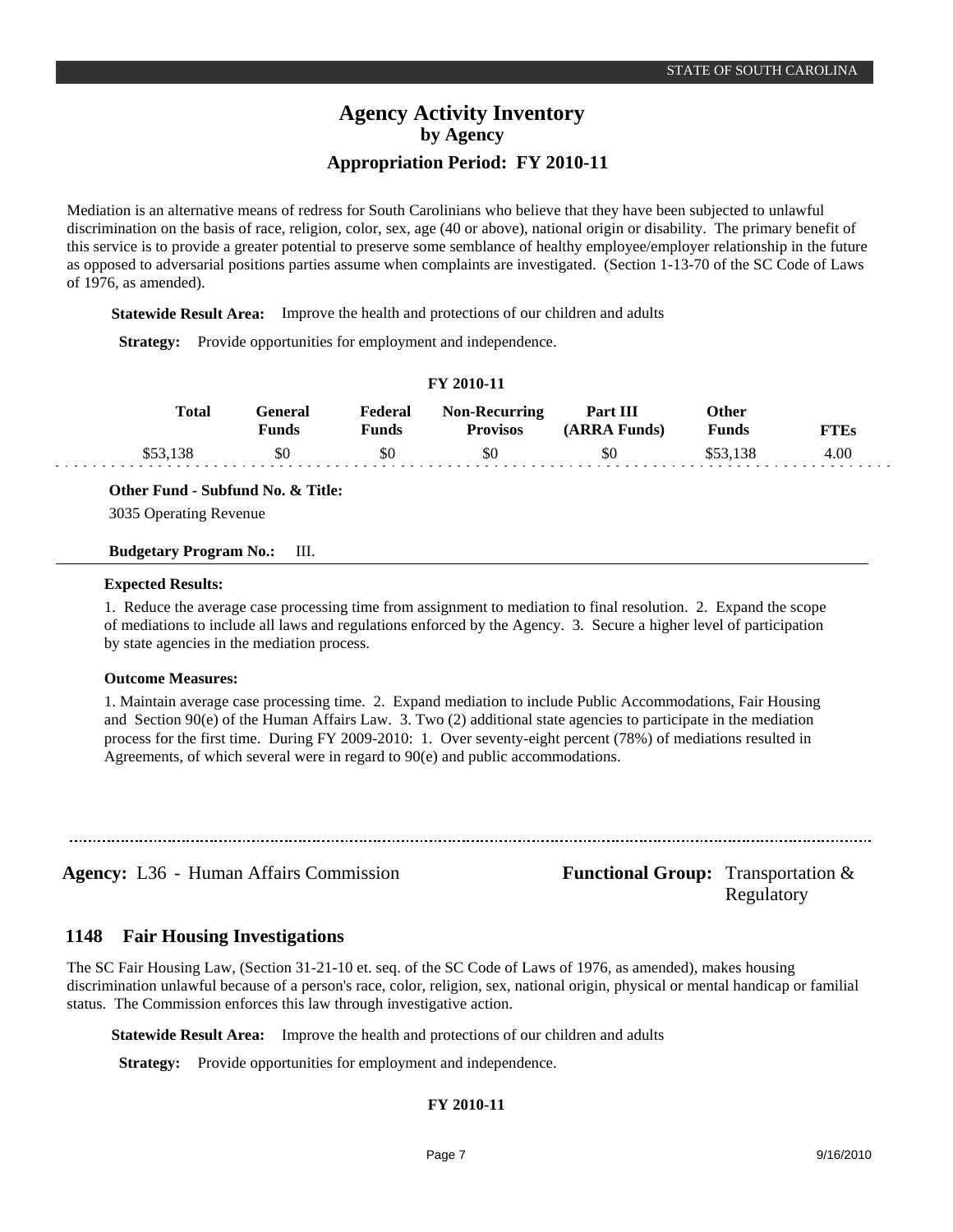Mediation is an alternative means of redress for South Carolinians who believe that they have been subjected to unlawful discrimination on the basis of race, religion, color, sex, age (40 or above), national origin or disability. The primary benefit of this service is to provide a greater potential to preserve some semblance of healthy employee/employer relationship in the future as opposed to adversarial positions parties assume when complaints are investigated. (Section 1-13-70 of the SC Code of Laws of 1976, as amended).

**Statewide Result Area:** Improve the health and protections of our children and adults

**Strategy:** Provide opportunities for employment and independence.

**FY 2010-11**

| Total | General Funds | Federal Funds | Non-Recurring Provisos | Part III (ARRA Funds) | Other Funds | FTEs |
|---|---|---|---|---|---|---|
| $53,138 | $0 | $0 | $0 | $0 | $53,138 | 4.00 |

**Other Fund - Subfund No. & Title:**

3035 Operating Revenue

**Budgetary Program No.:** III.

**Expected Results:**

1. Reduce the average case processing time from assignment to mediation to final resolution. 2. Expand the scope of mediations to include all laws and regulations enforced by the Agency. 3. Secure a higher level of participation by state agencies in the mediation process.

**Outcome Measures:**

1. Maintain average case processing time. 2. Expand mediation to include Public Accommodations, Fair Housing and Section 90(e) of the Human Affairs Law. 3. Two (2) additional state agencies to participate in the mediation process for the first time. During FY 2009-2010: 1. Over seventy-eight percent (78%) of mediations resulted in Agreements, of which several were in regard to 90(e) and public accommodations.

---

**Agency:** L36 - Human Affairs Commission

**Functional Group:** Transportation & Regulatory

## 1148 Fair Housing Investigations

The SC Fair Housing Law, (Section 31-21-10 et. seq. of the SC Code of Laws of 1976, as amended), makes housing discrimination unlawful because of a person's race, color, religion, sex, national origin, physical or mental handicap or familial status. The Commission enforces this law through investigative action.

**Statewide Result Area:** Improve the health and protections of our children and adults

**Strategy:** Provide opportunities for employment and independence.

**FY 2010-11**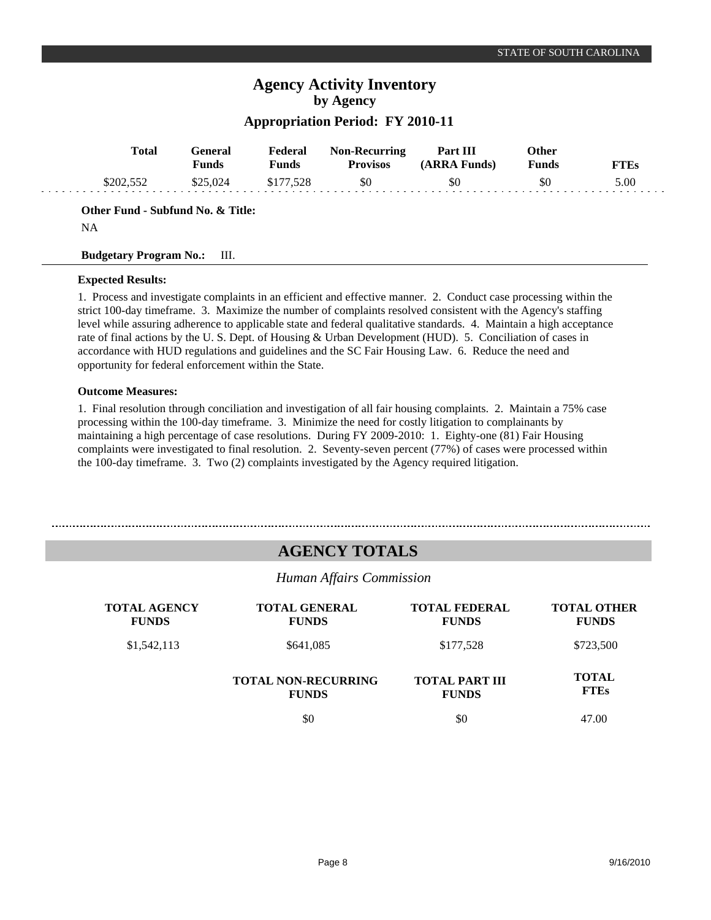# Agency Activity Inventory
## by Agency
### Appropriation Period: FY 2010-11

| Total | General Funds | Federal Funds | Non-Recurring Provisos | Part III (ARRA Funds) | Other Funds | FTEs |
|---|---|---|---|---|---|---|
| $202,552 | $25,024 | $177,528 | $0 | $0 | $0 | 5.00 |

**Other Fund - Subfund No. & Title:**

NA

**Budgetary Program No.:** III.

**Expected Results:**

1. Process and investigate complaints in an efficient and effective manner. 2. Conduct case processing within the strict 100-day timeframe. 3. Maximize the number of complaints resolved consistent with the Agency's staffing level while assuring adherence to applicable state and federal qualitative standards. 4. Maintain a high acceptance rate of final actions by the U. S. Dept. of Housing & Urban Development (HUD). 5. Conciliation of cases in accordance with HUD regulations and guidelines and the SC Fair Housing Law. 6. Reduce the need and opportunity for federal enforcement within the State.

**Outcome Measures:**

1. Final resolution through conciliation and investigation of all fair housing complaints. 2. Maintain a 75% case processing within the 100-day timeframe. 3. Minimize the need for costly litigation to complainants by maintaining a high percentage of case resolutions. During FY 2009-2010: 1. Eighty-one (81) Fair Housing complaints were investigated to final resolution. 2. Seventy-seven percent (77%) of cases were processed within the 100-day timeframe. 3. Two (2) complaints investigated by the Agency required litigation.

## AGENCY TOTALS

*Human Affairs Commission*

| TOTAL AGENCY FUNDS | TOTAL GENERAL FUNDS | TOTAL FEDERAL FUNDS | TOTAL OTHER FUNDS |
|---|---|---|---|
| $1,542,113 | $641,085 | $177,528 | $723,500 |

| TOTAL NON-RECURRING FUNDS | TOTAL PART III FUNDS | TOTAL FTEs |
|---|---|---|
| $0 | $0 | 47.00 |